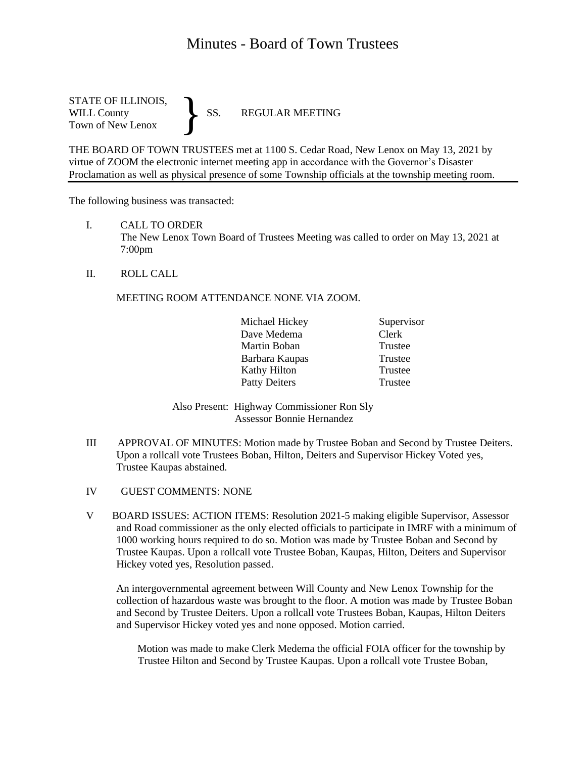# Minutes - Board of Town Trustees

STATE OF ILLINOIS,
WILL County } SS. REGULAR MEETING
Town of New Lenox

THE BOARD OF TOWN TRUSTEES met at 1100 S. Cedar Road, New Lenox on May 13, 2021 by virtue of ZOOM the electronic internet meeting app in accordance with the Governor's Disaster Proclamation as well as physical presence of some Township officials at the township meeting room.

---

The following business was transacted:

I. CALL TO ORDER
The New Lenox Town Board of Trustees Meeting was called to order on May 13, 2021 at 7:00pm

II. ROLL CALL

MEETING ROOM ATTENDANCE NONE VIA ZOOM.

| | |
|---|---|
| Michael Hickey | Supervisor |
| Dave Medema | Clerk |
| Martin Boban | Trustee |
| Barbara Kaupas | Trustee |
| Kathy Hilton | Trustee |
| Patty Deiters | Trustee |

Also Present: Highway Commissioner Ron Sly
Assessor Bonnie Hernandez

III APPROVAL OF MINUTES: Motion made by Trustee Boban and Second by Trustee Deiters. Upon a rollcall vote Trustees Boban, Hilton, Deiters and Supervisor Hickey Voted yes, Trustee Kaupas abstained.

IV GUEST COMMENTS: NONE

V BOARD ISSUES: ACTION ITEMS: Resolution 2021-5 making eligible Supervisor, Assessor and Road commissioner as the only elected officials to participate in IMRF with a minimum of 1000 working hours required to do so. Motion was made by Trustee Boban and Second by Trustee Kaupas. Upon a rollcall vote Trustee Boban, Kaupas, Hilton, Deiters and Supervisor Hickey voted yes, Resolution passed.

An intergovernmental agreement between Will County and New Lenox Township for the collection of hazardous waste was brought to the floor. A motion was made by Trustee Boban and Second by Trustee Deiters. Upon a rollcall vote Trustees Boban, Kaupas, Hilton Deiters and Supervisor Hickey voted yes and none opposed. Motion carried.

Motion was made to make Clerk Medema the official FOIA officer for the township by Trustee Hilton and Second by Trustee Kaupas. Upon a rollcall vote Trustee Boban,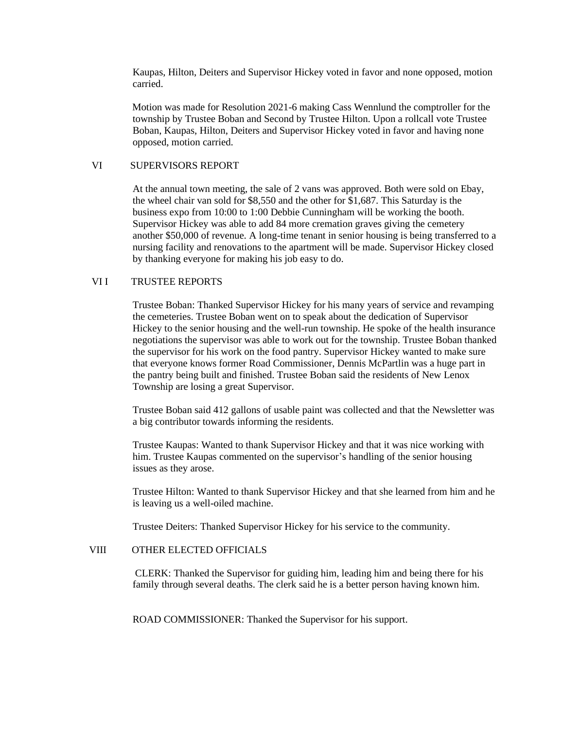Kaupas, Hilton, Deiters and Supervisor Hickey voted in favor and none opposed, motion carried.

Motion was made for Resolution 2021-6 making Cass Wennlund the comptroller for the township by Trustee Boban and Second by Trustee Hilton. Upon a rollcall vote Trustee Boban, Kaupas, Hilton, Deiters and Supervisor Hickey voted in favor and having none opposed, motion carried.

## VI SUPERVISORS REPORT

At the annual town meeting, the sale of 2 vans was approved. Both were sold on Ebay, the wheel chair van sold for $8,550 and the other for $1,687. This Saturday is the business expo from 10:00 to 1:00 Debbie Cunningham will be working the booth. Supervisor Hickey was able to add 84 more cremation graves giving the cemetery another $50,000 of revenue. A long-time tenant in senior housing is being transferred to a nursing facility and renovations to the apartment will be made. Supervisor Hickey closed by thanking everyone for making his job easy to do.

## VI I TRUSTEE REPORTS

Trustee Boban: Thanked Supervisor Hickey for his many years of service and revamping the cemeteries. Trustee Boban went on to speak about the dedication of Supervisor Hickey to the senior housing and the well-run township. He spoke of the health insurance negotiations the supervisor was able to work out for the township. Trustee Boban thanked the supervisor for his work on the food pantry. Supervisor Hickey wanted to make sure that everyone knows former Road Commissioner, Dennis McPartlin was a huge part in the pantry being built and finished. Trustee Boban said the residents of New Lenox Township are losing a great Supervisor.

Trustee Boban said 412 gallons of usable paint was collected and that the Newsletter was a big contributor towards informing the residents.

Trustee Kaupas: Wanted to thank Supervisor Hickey and that it was nice working with him. Trustee Kaupas commented on the supervisor's handling of the senior housing issues as they arose.

Trustee Hilton: Wanted to thank Supervisor Hickey and that she learned from him and he is leaving us a well-oiled machine.

Trustee Deiters: Thanked Supervisor Hickey for his service to the community.

## VIII OTHER ELECTED OFFICIALS

CLERK: Thanked the Supervisor for guiding him, leading him and being there for his family through several deaths. The clerk said he is a better person having known him.

ROAD COMMISSIONER: Thanked the Supervisor for his support.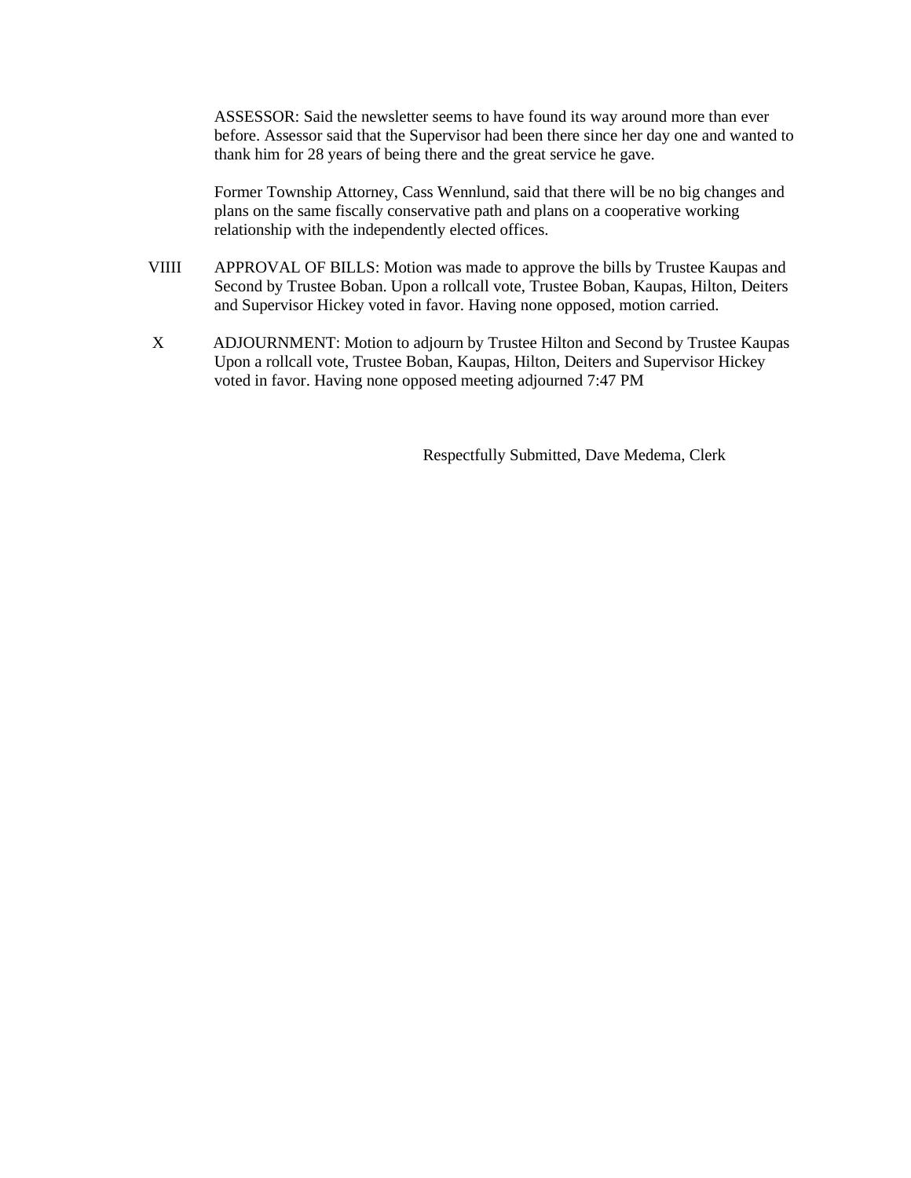ASSESSOR: Said the newsletter seems to have found its way around more than ever before. Assessor said that the Supervisor had been there since her day one and wanted to thank him for 28 years of being there and the great service he gave.

Former Township Attorney, Cass Wennlund, said that there will be no big changes and plans on the same fiscally conservative path and plans on a cooperative working relationship with the independently elected offices.

VIIII APPROVAL OF BILLS: Motion was made to approve the bills by Trustee Kaupas and Second by Trustee Boban. Upon a rollcall vote, Trustee Boban, Kaupas, Hilton, Deiters and Supervisor Hickey voted in favor. Having none opposed, motion carried.

X ADJOURNMENT: Motion to adjourn by Trustee Hilton and Second by Trustee Kaupas Upon a rollcall vote, Trustee Boban, Kaupas, Hilton, Deiters and Supervisor Hickey voted in favor. Having none opposed meeting adjourned 7:47 PM

Respectfully Submitted, Dave Medema, Clerk